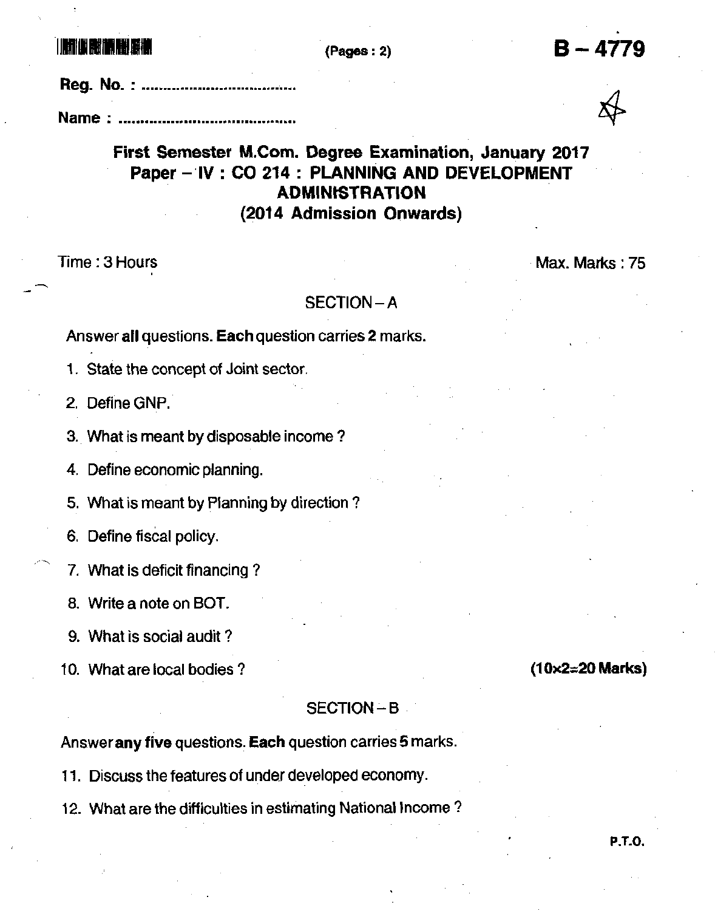(Pages : 2)

**B – 4779**

Reg. No. : ..................................

Name : ......................................

# First Semester M.Com. Degree Examination, January 2017
## Paper – IV : CO 214 : PLANNING AND DEVELOPMENT ADMINISTRATION
### (2014 Admission Onwards)

Time : 3 Hours Max. Marks : 75

## SECTION – A

Answer **all** questions. **Each** question carries **2** marks.

1. State the concept of Joint sector.
2. Define GNP.
3. What is meant by disposable income ?
4. Define economic planning.
5. What is meant by Planning by direction ?
6. Define fiscal policy.
7. What is deficit financing ?
8. Write a note on BOT.
9. What is social audit ?
10. What are local bodies ?

**(10×2=20 Marks)**

## SECTION – B

Answer **any five** questions. **Each** question carries **5** marks.

11. Discuss the features of under developed economy.
12. What are the difficulties in estimating National Income ?

P.T.O.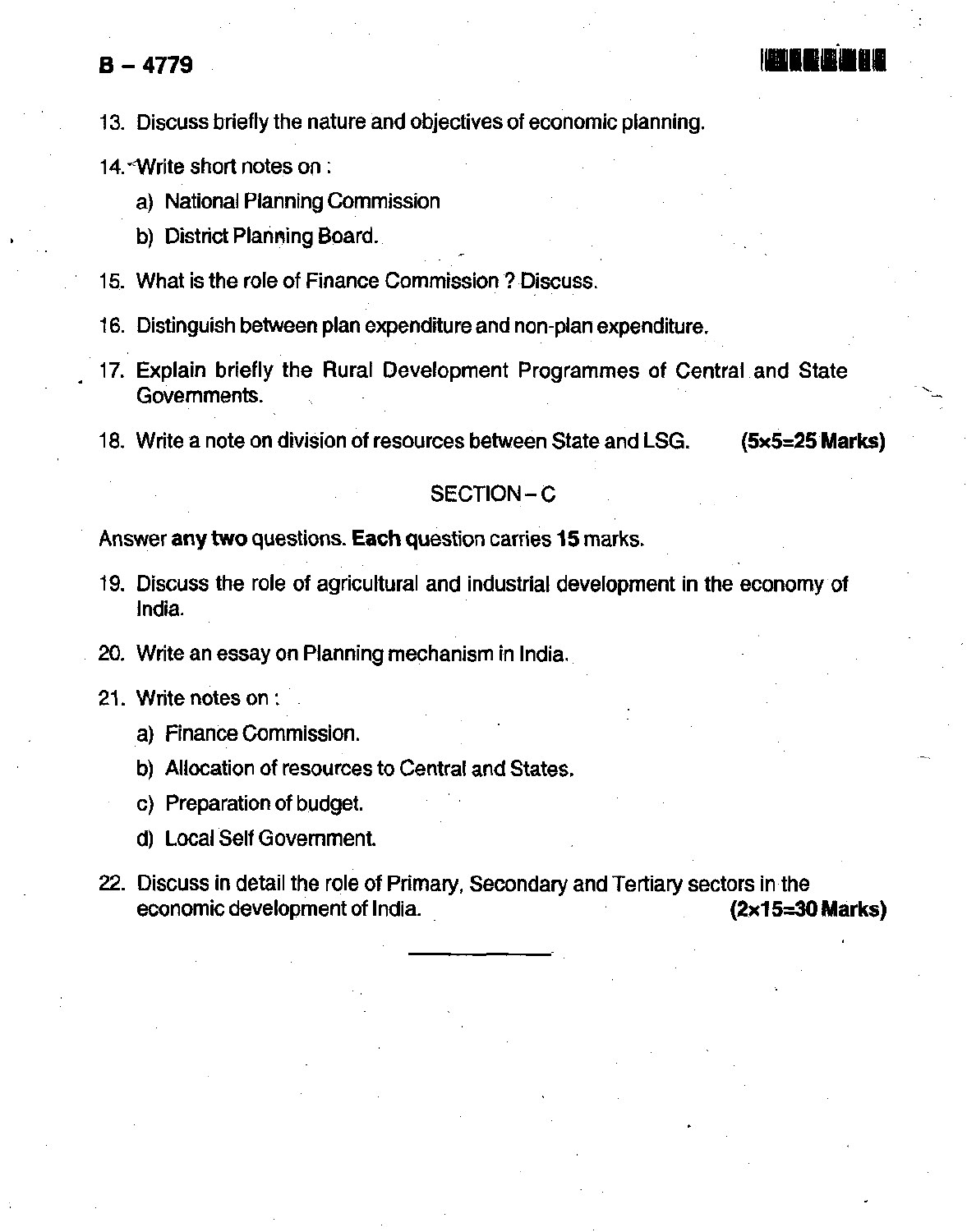13. Discuss briefly the nature and objectives of economic planning.

14. Write short notes on :

    a) National Planning Commission

    b) District Planning Board.

15. What is the role of Finance Commission ? Discuss.

16. Distinguish between plan expenditure and non-plan expenditure.

17. Explain briefly the Rural Development Programmes of Central and State Governments.

18. Write a note on division of resources between State and LSG. **(5x5=25 Marks)**

## SECTION – C

Answer **any two** questions. **Each** question carries **15** marks.

19. Discuss the role of agricultural and industrial development in the economy of India.

20. Write an essay on Planning mechanism in India.

21. Write notes on :

    a) Finance Commission.

    b) Allocation of resources to Central and States.

    c) Preparation of budget.

    d) Local Self Government.

22. Discuss in detail the role of Primary, Secondary and Tertiary sectors in the economic development of India. **(2x15=30 Marks)**

---